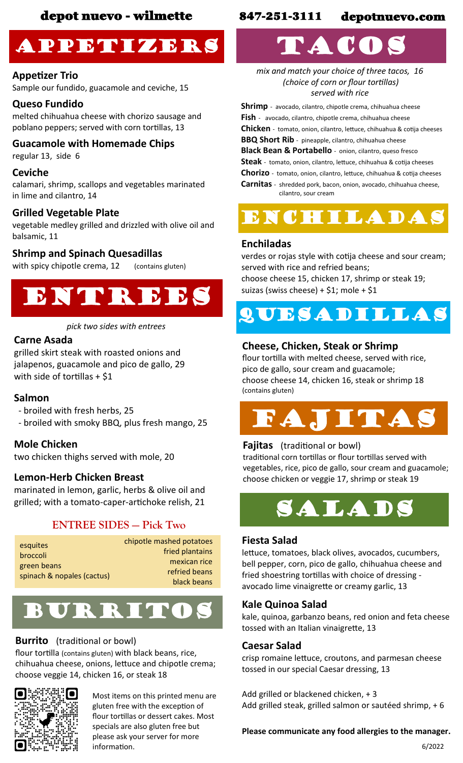depot nuevo - wilmette 847-251-3111 depotnuevo.com

# APPETIZERS

**Appetizer Trio**
Sample our fundido, guacamole and ceviche, 15

**Queso Fundido**
melted chihuahua cheese with chorizo sausage and poblano peppers; served with corn tortillas, 13

**Guacamole with Homemade Chips**
regular 13, side 6

**Ceviche**
calamari, shrimp, scallops and vegetables marinated in lime and cilantro, 14

**Grilled Vegetable Plate**
vegetable medley grilled and drizzled with olive oil and balsamic, 11

**Shrimp and Spinach Quesadillas**
with spicy chipotle crema, 12 (contains gluten)

# ENTREES

*pick two sides with entrees*

**Carne Asada**
grilled skirt steak with roasted onions and jalapenos, guacamole and pico de gallo, 29
with side of tortillas + $1

**Salmon**
- broiled with fresh herbs, 25
- broiled with smoky BBQ, plus fresh mango, 25

**Mole Chicken**
two chicken thighs served with mole, 20

**Lemon-Herb Chicken Breast**
marinated in lemon, garlic, herbs & olive oil and grilled; with a tomato-caper-artichoke relish, 21

## ENTREE SIDES – Pick Two

- esquites
- broccoli
- green beans
- spinach & nopales (cactus)
- chipotle mashed potatoes
- fried plantains
- mexican rice
- refried beans
- black beans

# BURRITOS

**Burrito** (traditional or bowl)
flour tortilla (contains gluten) with black beans, rice, chihuahua cheese, onions, lettuce and chipotle crema; choose veggie 14, chicken 16, or steak 18

Most items on this printed menu are gluten free with the exception of flour tortillas or dessert cakes. Most specials are also gluten free but please ask your server for more information.

# TACOS

*mix and match your choice of three tacos, 16*
*(choice of corn or flour tortillas)*
*served with rice*

**Shrimp** - avocado, cilantro, chipotle crema, chihuahua cheese
**Fish** - avocado, cilantro, chipotle crema, chihuahua cheese
**Chicken** - tomato, onion, cilantro, lettuce, chihuahua & cotija cheeses
**BBQ Short Rib** - pineapple, cilantro, chihuahua cheese
**Black Bean & Portabello** - onion, cilantro, queso fresco
**Steak** - tomato, onion, cilantro, lettuce, chihuahua & cotija cheeses
**Chorizo** - tomato, onion, cilantro, lettuce, chihuahua & cotija cheeses
**Carnitas** - shredded pork, bacon, onion, avocado, chihuahua cheese, cilantro, sour cream

# ENCHILADAS

**Enchiladas**
verdes or rojas style with cotija cheese and sour cream; served with rice and refried beans;
choose cheese 15, chicken 17, shrimp or steak 19;
suizas (swiss cheese) + $1; mole + $1

# QUESADILLAS

**Cheese, Chicken, Steak or Shrimp**
flour tortilla with melted cheese, served with rice, pico de gallo, sour cream and guacamole;
choose cheese 14, chicken 16, steak or shrimp 18
(contains gluten)

# FAJITAS

**Fajitas** (traditional or bowl)
traditional corn tortillas or flour tortillas served with vegetables, rice, pico de gallo, sour cream and guacamole; choose chicken or veggie 17, shrimp or steak 19

# SALADS

**Fiesta Salad**
lettuce, tomatoes, black olives, avocados, cucumbers, bell pepper, corn, pico de gallo, chihuahua cheese and fried shoestring tortillas with choice of dressing - avocado lime vinaigrette or creamy garlic, 13

**Kale Quinoa Salad**
kale, quinoa, garbanzo beans, red onion and feta cheese tossed with an Italian vinaigrette, 13

**Caesar Salad**
crisp romaine lettuce, croutons, and parmesan cheese tossed in our special Caesar dressing, 13

Add grilled or blackened chicken, + 3
Add grilled steak, grilled salmon or sautéed shrimp, + 6

**Please communicate any food allergies to the manager.**

6/2022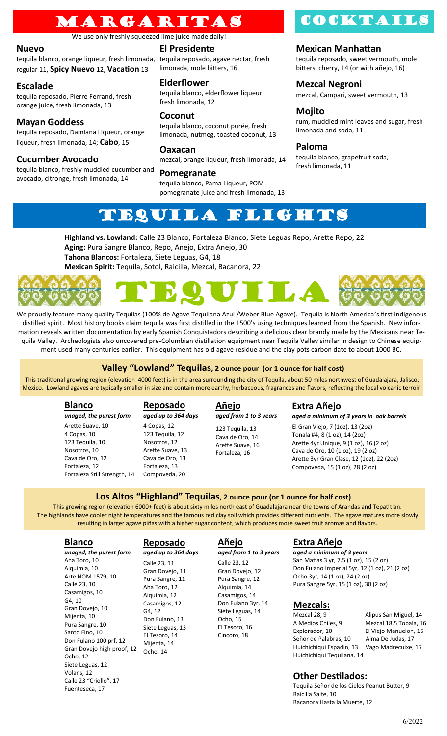# MARGARITAS

We use only freshly squeezed lime juice made daily!

### Nuevo
tequila blanco, orange liqueur, fresh limonada, regular 11, **Spicy Nuevo** 12, **Vacation** 13

### Escalade
tequila reposado, Pierre Ferrand, fresh orange juice, fresh limonada, 13

### Mayan Goddess
tequila reposado, Damiana Liqueur, orange liqueur, fresh limonada, 14; **Cabo**, 15

### Cucumber Avocado
tequila blanco, freshly muddled cucumber and avocado, citronge, fresh limonada, 14

### El Presidente
tequila reposado, agave nectar, fresh limonada, mole bitters, 16

### Elderflower
tequila blanco, elderflower liqueur, fresh limonada, 12

### Coconut
tequila blanco, coconut purée, fresh limonada, nutmeg, toasted coconut, 13

### Oaxacan
mezcal, orange liqueur, fresh limonada, 14

### Pomegranate
tequila blanco, Pama Liqueur, POM pomegranate juice and fresh limonada, 13

# COCKTAILS

### Mexican Manhattan
tequila reposado, sweet vermouth, mole bitters, cherry, 14 (or with añejo, 16)

### Mezcal Negroni
mezcal, Campari, sweet vermouth, 13

### Mojito
rum, muddled mint leaves and sugar, fresh limonada and soda, 11

### Paloma
tequila blanco, grapefruit soda, fresh limonada, 11

# TEQUILA FLIGHTS

**Highland vs. Lowland:** Calle 23 Blanco, Fortaleza Blanco, Siete Leguas Repo, Arette Repo, 22
**Aging:** Pura Sangre Blanco, Repo, Anejo, Extra Anejo, 30
**Tahona Blancos:** Fortaleza, Siete Leguas, G4, 18
**Mexican Spirit:** Tequila, Sotol, Raicilla, Mezcal, Bacanora, 22

# TEQUILA

We proudly feature many quality Tequilas (100% de Agave Tequilana Azul /Weber Blue Agave). Tequila is North America's first indigenous distilled spirit. Most history books claim tequila was first distilled in the 1500's using techniques learned from the Spanish. New information reveals written documentation by early Spanish Conquistadors describing a delicious clear brandy made by the Mexicans near Tequila Valley. Archeologists also uncovered pre-Columbian distillation equipment near Tequila Valley similar in design to Chinese equipment used many centuries earlier. This equipment has old agave residue and the clay pots carbon date to about 1000 BC.

## Valley "Lowland" Tequilas, 2 ounce pour (or 1 ounce for half cost)

This traditional growing region (elevation 4000 feet) is in the area surrounding the city of Tequila, about 50 miles northwest of Guadalajara, Jalisco, Mexico. Lowland agaves are typically smaller in size and contain more earthy, herbaceous, fragrances and flavors, reflecting the local volcanic terroir.

### Blanco
*unaged, the purest form*

Arette Suave, 10
4 Copas, 10
123 Tequila, 10
Nosotros, 10
Cava de Oro, 12
Fortaleza, 12
Fortaleza Still Strength, 14

### Reposado
*aged up to 364 days*

4 Copas, 12
123 Tequila, 12
Nosotros, 12
Arette Suave, 13
Cava de Oro, 13
Fortaleza, 13
Compoveda, 20

### Añejo
*aged from 1 to 3 years*

123 Tequila, 13
Cava de Oro, 14
Arette Suave, 16
Fortaleza, 16

### Extra Añejo
*aged a minimum of 3 years in oak barrels*

El Gran Viejo, 7 (1oz), 13 (2oz)
Tonala #4, 8 (1 oz), 14 (2oz)
Arette 4yr Unique, 9 (1 oz), 16 (2 oz)
Cava de Oro, 10 (1 oz), 19 (2 oz)
Arette 3yr Gran Clase, 12 (1oz), 22 (2oz)
Compoveda, 15 (1 oz), 28 (2 oz)

## Los Altos "Highland" Tequilas, 2 ounce pour (or 1 ounce for half cost)

This growing region (elevation 6000+ feet) is about sixty miles north east of Guadalajara near the towns of Arandas and Tepatitlan. The highlands have cooler night temperatures and the famous red clay soil which provides different nutrients. The agave matures more slowly resulting in larger agave piñas with a higher sugar content, which produces more sweet fruit aromas and flavors.

### Blanco
*unaged, the purest form*

Aha Toro, 10
Alquimia, 10
Arte NOM 1579, 10
Calle 23, 10
Casamigos, 10
G4, 10
Gran Dovejo, 10
Mijenta, 10
Pura Sangre, 10
Santo Fino, 10
Don Fulano 100 prf, 12
Gran Dovejo high proof, 12
Ocho, 12
Siete Leguas, 12
Volans, 12
Calle 23 "Criollo", 17
Fuenteseca, 17

### Reposado
*aged up to 364 days*

Calle 23, 11
Gran Dovejo, 11
Pura Sangre, 11
Aha Toro, 12
Alquimia, 12
Casamigos, 12
G4, 12
Don Fulano, 13
Siete Leguas, 13
El Tesoro, 14
Mijenta, 14
Ocho, 14

### Añejo
*aged from 1 to 3 years*

Calle 23, 12
Gran Dovejo, 12
Pura Sangre, 12
Alquimia, 14
Casamigos, 14
Don Fulano 3yr, 14
Siete Leguas, 14
Ocho, 15
El Tesoro, 16
Cincoro, 18

### Extra Añejo
*aged a minimum of 3 years*

San Matias 3 yr, 7.5 (1 oz), 15 (2 oz)
Don Fulano Imperial 5yr, 12 (1 oz), 21 (2 oz)
Ocho 3yr, 14 (1 oz), 24 (2 oz)
Pura Sangre 5yr, 15 (1 oz), 30 (2 oz)

### Mezcals:

Mezcal 28, 9
A Medios Chiles, 9
Explorador, 10
Señor de Palabras, 10
Huichichiqui Espadin, 13
Huichichiqui Tequilana, 14
Alipus San Miguel, 14
Mezcal 18.5 Tobala, 16
El Viejo Manuelon, 16
Alma De Judas, 17
Vago Madrecuixe, 17

### Other Destilados:

Tequila Señor de los Cielos Peanut Butter, 9
Raicilla Saite, 10
Bacanora Hasta la Muerte, 12

6/2022